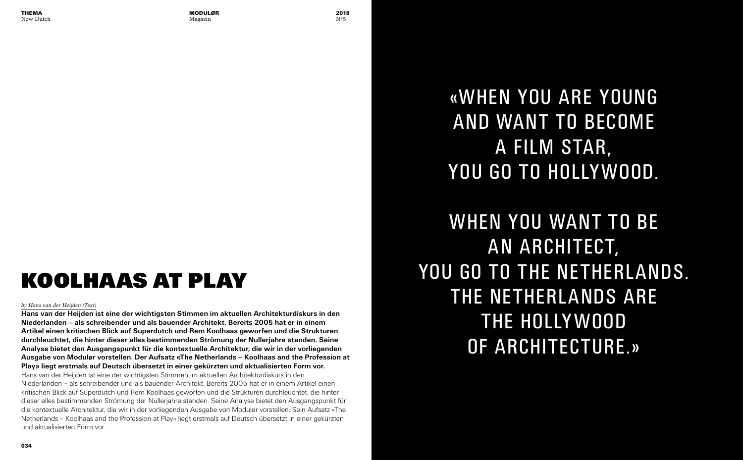# KOOLHAAS AT PLAY

*by Hans van der Heijden (Text)*

**Hans van der Heijden ist eine der wichtigsten Stimmen im aktuellen Architekturdiskurs in den Niederlanden – als schreibender und als bauender Architekt. Bereits 2005 hat er in einem Artikel einen kritischen Blick auf Superdutch und Rem Koolhaas geworfen und die Strukturen durchleuchtet, die hinter dieser alles bestimmenden Strömung der Nullerjahre standen. Seine Analyse bietet den Ausgangspunkt für die kontextuelle Architektur, die wir in der vorliegenden Ausgabe von Modulør vorstellen. Der Aufsatz «The Netherlands – Koolhaas and the Profession at Play» liegt erstmals auf Deutsch übersetzt in einer gekürzten und aktualisierten Form vor.**

Hans van der Heijden ist eine der wichtigsten Stimmen im aktuellen Architekturdiskurs in den Niederlanden – als schreibender und als bauender Architekt. Bereits 2005 hat er in einem Artikel einen kritischen Blick auf Superdutch und Rem Koolhaas geworfen und die Strukturen durchleuchtet, die hinter dieser alles bestimmenden Strömung der Nullerjahre standen. Seine Analyse bietet den Ausgangspunkt für die kontextuelle Architektur, die wir in der vorliegenden Ausgabe von Modulør vorstellen. Sein Aufsatz «The Netherlands – Koolhaas and the Profession at Play» liegt erstmals auf Deutsch übersetzt in einer gekürzten und aktualisierten Form vor.

«WHEN YOU ARE YOUNG AND WANT TO BECOME A FILM STAR, YOU GO TO HOLLYWOOD.

WHEN YOU WANT TO BE AN ARCHITECT, YOU GO TO THE NETHERLANDS. THE NETHERLANDS ARE THE HOLLYWOOD OF ARCHITECTURE.»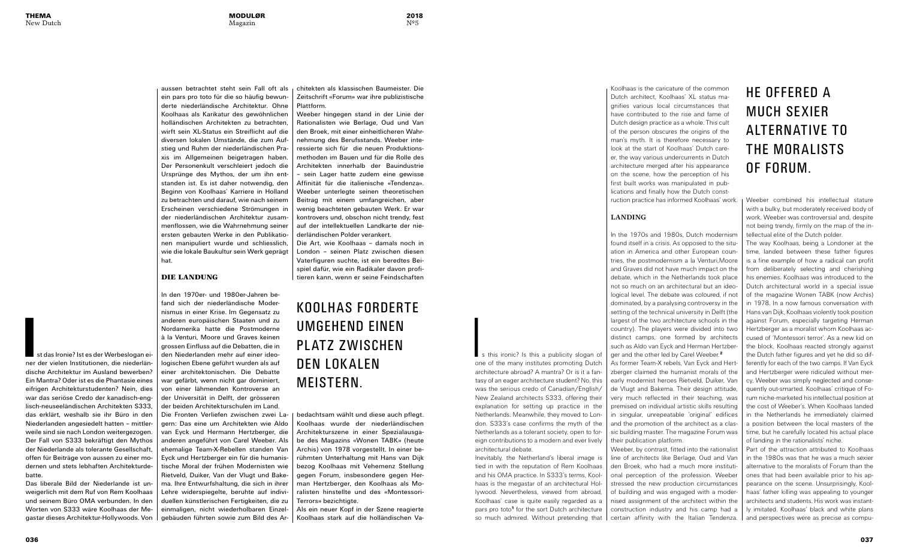Ist das Ironie? Ist es der Werbeslogan einer der vielen Institutionen, die niederländische Architektur im Ausland bewerben? Ein Mantra? Oder ist es die Phantasie eines eifrigen Architekturstudenten? Nein, dies war das seriöse Credo der kanadisch-englisch-neuseeländischen Architekten S333, das erklärt, weshalb sie ihr Büro in den Niederlanden angesiedelt hatten – mittlerweile sind sie nach London weitergezogen. Der Fall von S333 bekräftigt den Mythos der Niederlande als tolerante Gesellschaft, offen für Beiträge von aussen zu einer modernen und stets lebhaften Architekturdebatte.

Das liberale Bild der Niederlande ist unweigerlich mit dem Ruf von Rem Koolhaas und seinem Büro OMA verbunden. In den Worten von S333 wäre Koolhaas der Megastar dieses Architektur-Hollywoods. Von aussen betrachtet steht sein Fall oft als ein pars pro toto für die so häufig bewunderte niederländische Architektur. Ohne Koolhaas als Karikatur des gewöhnlichen holländischen Architekten zu betrachten, wirft sein XL-Status ein Streiflicht auf die diversen lokalen Umstände, die zum Aufstieg und Ruhm der niederländischen Praxis im Allgemeinen beigetragen haben. Der Personenkult verschleiert jedoch die Ursprünge des Mythos, der um ihn entstanden ist. Es ist daher notwendig, den Beginn von Koolhaas' Karriere in Holland zu betrachten und darauf, wie nach seinem Erscheinen verschiedene Strömungen in der niederländischen Architektur zusammenflossen, wie die Wahrnehmung seiner ersten gebauten Werke in den Publikationen manipuliert wurde und schliesslich, wie die lokale Baukultur sein Werk geprägt hat.

## DIE LANDUNG

In den 1970er- und 1980er-Jahren befand sich der niederländische Modernismus in einer Krise. Im Gegensatz zu anderen europäischen Staaten und zu Nordamerika hatte die Postmoderne à la Venturi, Moore und Graves keinen grossen Einfluss auf die Debatten, die in den Niederlanden mehr auf einer ideologischen Ebene geführt wurden als auf einer architektonischen. Die Debatte war gefärbt, wenn nicht gar dominiert, von einer lähmenden Kontroverse an der Universität in Delft, der grösseren der beiden Architekturschulen im Land.

Die Fronten Verliefen zwischen zwei Lagern: Das eine um Architekten wie Aldo van Eyck und Hermann Hertzberger, die anderen angeführt von Carel Weeber. Als ehemalige Team-X-Rebellen standen Van Eyck und Hertzberger ein für die humanistische Moral der frühen Modernisten wie Rietveld, Duiker, Van der Vlugt und Bakema. Ihre Entwurfshaltung, die sich in ihrer Lehre widerspiegelte, beruhte auf individuellen künstlerischen Fertigkeiten, die zu einmaligen, nicht wiederholbaren Einzelgebäuden führten sowie zum Bild des Architekten als klassischen Baumeister. Die Zeitschrift «Forum» war ihre publizistische Plattform.

Weeber hingegen stand in der Linie der Rationalisten wie Berlage, Oud und Van den Broek, mit einer einheitlicheren Wahrnehmung des Berufsstands. Weeber interessierte sich für die neuen Produktionsmethoden im Bauen und für die Rolle des Architekten innerhalb der Bauindustrie – sein Lager hatte zudem eine gewisse Affinität für die italienische «Tendenza». Weeber unterlegte seinen theoretischen Beitrag mit einem umfangreichen, aber wenig beachteten gebauten Werk. Er war kontrovers und, obschon nicht trendy, fest auf der intellektuellen Landkarte der niederländischen Polder verankert.

Die Art, wie Koolhaas – damals noch in London – seinen Platz zwischen diesen Vaterfiguren suchte, ist ein beredtes Beispiel dafür, wie ein Radikaler davon profitieren kann, wenn er seine Feindschaften bedachtsam wählt und diese auch pflegt. Koolhaas wurde der niederländischen Architekturszene in einer Spezialausgabe des Magazins «Wonen TABK» (heute Archis) von 1978 vorgestellt. In einer berühmten Unterhaltung mit Hans van Dijk bezog Koolhaas mit Vehemenz Stellung gegen Forum, insbesondere gegen Herman Hertzberger, den Koolhaas als Moralisten hinstellte und des «Montessori-Terrors» bezichtigte.

> KOOLHAS FORDERTE UMGEHEND EINEN PLATZ ZWISCHEN DEN LOKALEN MEISTERN.

Als ein neuer Kopf in der Szene reagierte Koolhaas stark auf die holländischen Va-

Is this ironic? Is this a publicity slogan of one of the many institutes promoting Dutch architecture abroad? A mantra? Or is it a fantasy of an eager architecture student? No, this was the serious credo of Canadian/English/New Zealand architects S333, offering their explanation for setting up practice in the Netherlands. Meanwhile, they moved to London. S333's case confirms the myth of the Netherlands as a tolerant society, open to foreign contributions to a modern and ever lively architectural debate.

Inevitably, the Netherland's liberal image is tied in with the reputation of Rem Koolhaas and his OMA practice. In S333's terms, Koolhaas is the megastar of an architectural Hollywood. Nevertheless, viewed from abroad, Koolhaas' case is quite easily regarded as a pars pro toto[1] for the sort Dutch architecture so much admired. Without pretending that Koolhaas is the caricature of the common Dutch architect, Koolhaas' XL status magnifies various local circumstances that have contributed to the rise and fame of Dutch design practice as a whole. This cult of the person obscures the origins of the man's myth. It is therefore necessary to look at the start of Koolhaas' Dutch career, the way various undercurrents in Dutch architecture merged after his appearance on the scene, how the perception of his first built works was manipulated in publications and finally how the Dutch construction practice has informed Koolhaas' work.

## LANDING

In the 1970s and 1980s, Dutch modernism found itself in a crisis. As opposed to the situation in America and other European countries, the postmodernism a la Venturi,Moore and Graves did not have much impact on the debate, which in the Netherlands took place not so much on an architectural but an ideological level. The debate was coloured, if not dominated, by a paralysing controversy in the setting of the technical university in Delft (the largest of the two architecture schools in the country). The players were divided into two distinct camps, one formed by architects such as Aldo van Eyck and Herman Hertzberger and the other led by Carel Weeber.[2]

As former Team-X rebels, Van Eyck and Hertzberger claimed the humanist morals of the early modernist heroes Rietveld, Duiker, Van de Vlugt and Bakema. Their design attitude, very much reflected in their teaching, was premised on individual artistic skills resulting in singular, unrepeatable 'original' edifices and the promotion of the architect as a classic building master. The magazine Forum was their publication platform.

Weeber, by contrast, fitted into the rationalist line of architects like Berlage, Oud and Van den Broek, who had a much more institutional perception of the profession. Weeber stressed the new production circumstances of building and was engaged with a modernised assignment of the architect within the construction industry and his camp had a certain affinity with the Italian Tendenza.

> HE OFFERED A MUCH SEXIER ALTERNATIVE TO THE MORALISTS OF FORUM.

Weeber combined his intellectual stature with a bulky, but moderately received body of work. Weeber was controversial and, despite not being trendy, firmly on the map of the intellectual elite of the Dutch polder.

The way Koolhaas, being a Londoner at the time, landed between these father figures is a fine example of how a radical can profit from deliberately selecting and cherishing his enemies. Koolhaas was introduced to the Dutch architectural world in a special issue of the magazine Wonen TABK (now Archis) in 1978. In a now famous conversation with Hans van Dijk, Koolhaas violently took position against Forum, especially targeting Herman Hertzberger as a moralist whom Koolhaas accused of 'Montessori terror'. As a new kid on the block, Koolhaas reacted strongly against the Dutch father figures and yet he did so differently for each of the two camps. If Van Eyck and Hertzberger were ridiculed without mercy, Weeber was simply neglected and consequently out-smarted. Koolhaas' critique of Forum niche-marketed his intellectual position at the cost of Weeber's. When Koolhaas landed in the Netherlands he immediately claimed a position between the local masters of the time, but he carefully located his actual place of landing in the rationalists' niche.

Part of the attraction attributed to Koolhaas in the 1980s was that he was a much sexier alternative to the moralists of Forum than the ones that had been available prior to his appearance on the scene. Unsurprisingly, Koolhaas' father killing was appealing to younger architects and students. His work was instantly imitated. Koolhaas' black and white plans and perspectives were as precise as compu-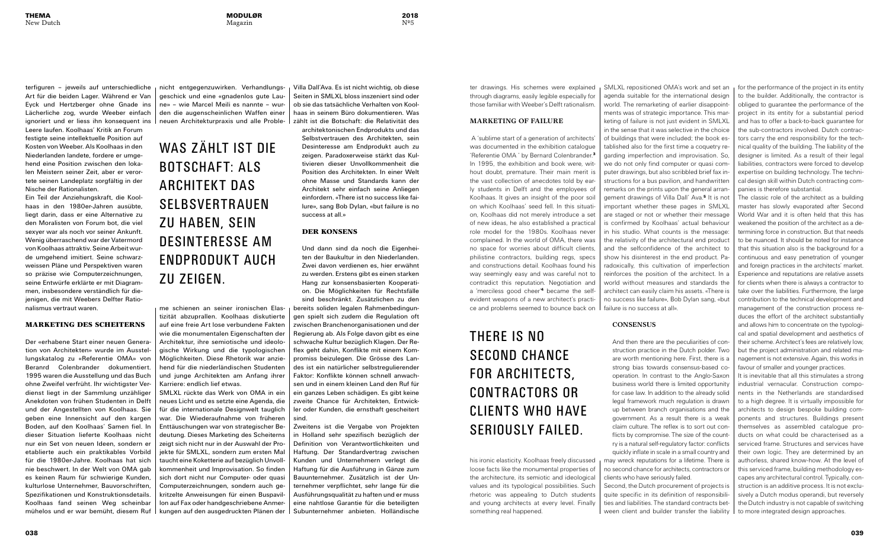terfiguren – jeweils auf unterschiedliche Art für die beiden Lager. Während er Van Eyck und Hertzberger ohne Gnade ins Lächerliche zog, wurde Weeber einfach ignoriert und er liess ihn konsequent ins Leere laufen. Koolhaas' Kritik an Forum festigte seine intellektuelle Position auf Kosten von Weeber. Als Koolhaas in den Niederlanden landete, fordere er umgehend eine Position zwischen den lokalen Meistern seiner Zeit, aber er verortete seinen Landeplatz sorgfältig in der Nische der Rationalisten.

Ein Teil der Anziehungskraft, die Koolhaas in den 1980er-Jahren ausübte, liegt darin, dass er eine Alternative zu den Moralisten von Forum bot, die viel sexyer war als noch vor seiner Ankunft. Wenig überraschend war der Vatermord von Koolhaas attraktiv. Seine Arbeit wurde umgehend imitiert. Seine schwarzweissen Pläne und Perspektiven waren so präzise wie Computerzeichnungen, seine Entwürfe erklärte er mit Diagrammen, insbesondere verständlich für diejenigen, die mit Weebers Delfter Rationalismus vertraut waren.

## MARKETING DES SCHEITERNS

Der «erhabene Start einer neuen Generation von Architekten» wurde im Ausstellungskatalog zu «Referentie OMA» von Berandt Colenbrander dokumentiert. 1995 waren die Ausstellung und das Buch ohne Zweifel verfrüht. Ihr wichtigster Verdienst liegt in der Sammlung unzähliger Anekdoten von frühen Studenten in Delft und der Angestellten von Koolhaas. Sie geben eine Innensicht auf den kargen Boden, auf den Koolhaas' Samen fiel. In dieser Situation lieferte Koolhaas nicht nur ein Set von neuen Ideen, sondern er etablierte auch ein praktikables Vorbild für die 1980er-Jahre. Koolhaas hat sich nie beschwert. In der Welt von OMA gab es keinen Raum für schwierige Kunden, kulturlose Unternehmer, Bauvorschriften, Spezifikationen und Konstruktionsdetails. Koolhaas fand seinen Weg scheinbar mühelos und er war bemüht, diesem Ruf nicht entgegenzuwirken. Verhandlungsgeschick und eine «gnadenlos gute Laune» – wie Marcel Meili es nannte – wurden die augenscheinlichen Waffen einer neuen Architekturpraxis und alle Probleme schienen an seiner ironischen Elastizität abzuprallen. Koolhaas diskutierte auf eine freie Art lose verbundene Fakten wie die monumentalen Eigenschaften der Architektur, ihre semiotische und ideologische Wirkung und die typologischen Möglichkeiten. Diese Rhetorik war anziehend für die niederländischen Studenten und junge Architekten am Anfang ihrer Karriere: endlich lief etwas.

SMLXL rückte das Werk von OMA in ein neues Licht und es setzte eine Agenda, die für die internationale Designwelt tauglich war. Die Wiederaufnahme von früheren Enttäuschungen war von strategischer Bedeutung. Dieses Marketing des Scheiterns zeigt sich nicht nur in der Auswahl der Projekte für SMLXL, sondern zum ersten Mal taucht eine Koketterie auf bezüglich Unvollkommenheit und Improvisation. So finden sich dort nicht nur Computer- oder quasi Computerzeichnungen, sondern auch gekritzelte Anweisungen für einen Buspavillon auf Fax oder handgeschriebene Anmerkungen auf den ausgedruckten Plänen der Villa Dall'Ava. Es ist nicht wichtig, ob diese Seiten in SMLXL bloss inszeniert sind oder ob sie das tatsächliche Verhalten von Koolhaas in seinem Büro dokumentieren. Was zählt ist die Botschaft: die Relativität des architektonischen Endprodukts und das Selbstvertrauen des Architekten, sein Desinteresse am Endprodukt auch zu zeigen. Paradoxerweise stärkt das Kultivieren dieser Unvollkommenheit die Position des Architekten. In einer Welt ohne Masse und Standards kann der Architekt sehr einfach seine Anliegen einfordern. «There ist no success like failure», sang Bob Dylan, «but failure is no success at all.»

> WAS ZÄHLT IST DIE BOTSCHAFT: ALS ARCHITEKT DAS SELBSVERTRAUEN ZU HABEN, SEIN DESINTERESSE AM ENDPRODUKT AUCH ZU ZEIGEN.

## DER KONSENS

Und dann sind da noch die Eigenheiten der Baukultur in den Niederlanden. Zwei davon verdienen es, hier erwähnt zu werden. Erstens gibt es einen starken Hang zur konsensbasierten Kooperation. Die Möglichkeiten für Rechtsfälle sind beschränkt. Zusätzlich zu den bereits soliden legalen Rahmenbedingungen spielt sich zudem die Regulation oft zwischen Branchenorganisationen und der Regierung ab. Als Folge davon gibt es eine schwache Kultur bezüglich Klagen. Der Reflex geht dahin, Konflikte mit einem Kompromiss beizulegen. Die Grösse des Landes ist ein natürlicher selbstregulierender Faktor: Konflikte können schnell anwachsen und in einem kleinen Land den Ruf für ein ganzes Leben schädigen. Es gibt keine zweite Chance für Architekten, Entwickler oder Kunden, die ernsthaft gescheitert sind.

Zweitens ist die Vergabe von Projekten in Holland sehr spezifisch bezüglich der Definition von Verantwortlichkeiten und Haftung. Der Standardvertrag zwischen Kunden und Unternehmern verlegt die Haftung für die Ausführung in Gänze zum Bauunternehmer. Zusätzlich ist der Unternehmer verpflichtet, sehr lange für die Ausführungsqualität zu haften und er muss eine nahtlose Garantie für die beteiligten Subunternehmer anbieten. Holländische

ter drawings. His schemes were explained through diagrams, easily legible especially for those familiar with Weeber's Delft rationalism.

## MARKETING OF FAILURE

A 'sublime start of a generation of architects' was documented in the exhibition catalogue 'Referentie OMA ' by Bernard Colenbrander.[3] In 1995, the exhibition and book were, without doubt, premature. Their main merit is the vast collection of anecdotes told by early students in Delft and the employees of Koolhaas. It gives an insight of the poor soil on which Koolhaas' seed fell. In this situation, Koolhaas did not merely introduce a set of new ideas, he also established a practical role model for the 1980s. Koolhaas never complained. In the world of OMA, there was no space for worries about difficult clients, philistine contractors, building regs, specs and constructions detail. Koolhaas found his way seemingly easy and was careful not to contradict this reputation. Negotiation and a 'merciless good cheer'[4] became the self-evident weapons of a new architect's practice and problems seemed to bounce back on his ironic elasticity. Koolhaas freely discussed loose facts like the monumental properties of the architecture, its semiotic and ideological values and its typological possibilities. Such rhetoric was appealing to Dutch students and young architects at every level. Finally something real happened.

> THERE IS NO SECOND CHANCE FOR ARCHITECTS, CONTRACTORS OR CLIENTS WHO HAVE SERIOUSLY FAILED.

SMLXL repositioned OMA's work and set an agenda suitable for the international design world. The remarketing of earlier disappointments was of strategic importance. This marketing of failure is not just evident in SMLXL in the sense that it was selective in the choice of buildings that were included; the book established also for the first time a coquetry regarding imperfection and improvisation. So, we do not only find computer or quasi computer drawings, but also scribbled brief fax instructions for a bus pavilion, and handwritten remarks on the prints upon the general arrangement drawings of Villa Dall' Ava.[5] It is not important whether these pages in SMLXL are staged or not or whether their message is confirmed by Koolhaas' actual behaviour in his studio. What counts is the message: the relativity of the architectural end product and the selfconfidence of the architect to show his disinterest in the end product. Paradoxically, this cultivation of imperfection reinforces the position of the architect. In a world without measures and standards the architect can easily claim his assets. «There is no success like failure», Bob Dylan sang, «but failure is no success at all».

## CONSENSUS

And then there are the peculiarities of construction practice in the Dutch polder. Two are worth mentioning here. First, there is a strong bias towards consensus-based cooperation. In contrast to the Anglo-Saxon business world there is limited opportunity for case law. In addition to the already solid legal framework much regulation is drawn up between branch organisations and the government. As a result there is a weak claim culture. The reflex is to sort out conflicts by compromise. The size of the country is a natural self-regulatory factor: conflicts quickly inflate in scale in a small country and may wreck reputations for a lifetime. There is no second chance for architects, contractors or clients who have seriously failed.

Second, the Dutch procurement of projects is quite specific in its definition of responsibilities and liabilities. The standard contracts between client and builder transfer the liability for the performance of the project in its entity to the builder. Additionally, the contractor is obliged to guarantee the performance of the project in its entity for a substantial period and has to offer a back-to-back guarantee for the sub-contractors involved. Dutch contractors carry the end responsibility for the technical quality of the building. The liability of the designer is limited. As a result of their legal liabilities, contractors were forced to develop expertise on building technology. The technical design skill within Dutch contracting companies is therefore substantial.

The classic role of the architect as a building master has slowly evaporated after Second World War and it is often held that this has weakened the position of the architect as a determining force in construction. But that needs to be nuanced. It should be noted for instance that this situation also is the background for a continuous and easy penetration of younger and foreign practices in the architects' market. Experience and reputations are relative assets for clients when there is always a contractor to take over the liabilities. Furthermore, the large contribution to the technical development and management of the construction process reduces the effort of the architect substantially and allows him to concentrate on the typological and spatial development and aesthetics of their scheme. Architect's fees are relatively low, but the project administration and related management is not extensive. Again, this works in favour of smaller and younger practices.

It is inevitable that all this stimulates a strong industrial vernacular. Construction components in the Netherlands are standardised to a high degree. It is virtually impossible for architects to design bespoke building components and structures. Buildings present themselves as assembled catalogue products on what could be characterised as a serviced frame. Structures and services have their own logic. They are determined by an authorless, shared know-how. At the level of this serviced frame, building methodology escapes any architectural control. Typically, construction is an additive process. It is not exclusively a Dutch modus operandi, but reversely the Dutch industry is not capable of switching to more integrated design approaches.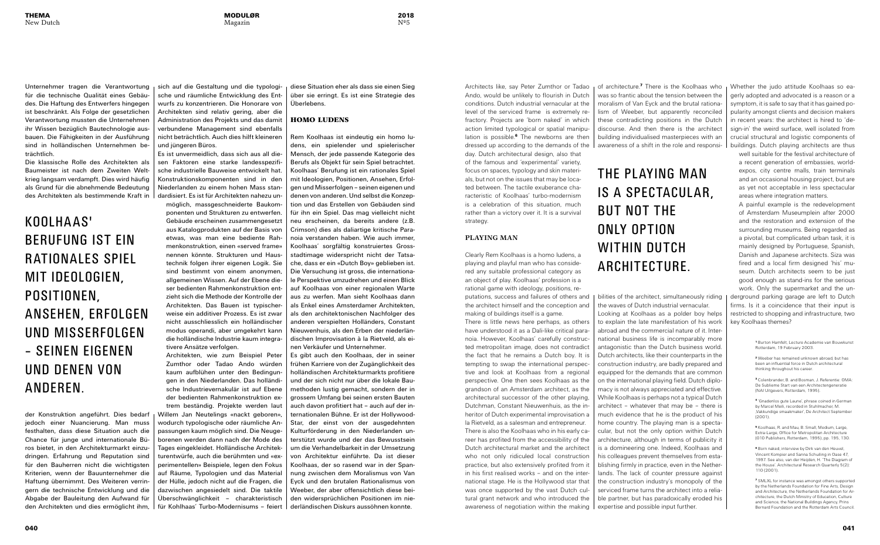Unternehmer tragen die Verantwortung für die technische Qualität eines Gebäudes. Die Haftung des Entwerfers hingegen ist beschränkt. Als Folge der gesetzlichen Verantwortung mussten die Unternehmen ihr Wissen bezüglich Bautechnologie ausbauen. Die Fähigkeiten in der Ausführung sind in holländischen Unternehmen beträchtlich.

Die klassische Rolle des Architekten als Baumeister ist nach dem Zweiten Weltkrieg langsam verdampft. Dies wird häufig als Grund für die abnehmende Bedeutung des Architekten als bestimmende Kraft in der Konstruktion angeführt. Dies bedarf jedoch einer Nuancierung. Man muss festhalten, dass diese Situation auch die Chance für junge und internationale Büros bietet, in den Architekturmarkt einzudringen. Erfahrung und Reputation sind für den Bauherren nicht die wichtigsten Kriterien, wenn der Bauunternehmer die Haftung übernimmt. Des Weiteren verringern die technische Entwicklung und die Abgabe der Bauleitung den Aufwand für den Architekten und dies ermöglicht ihm, sich auf die Gestaltung und die typologische und räumliche Entwicklung des Entwurfs zu konzentrieren. Die Honorare von Architekten sind relativ gering, aber die Administration des Projekts und das damit verbundene Management sind ebenfalls nicht beträchtlich. Auch dies hilft kleineren und jüngeren Büros.

Es ist unvermeidlich, dass sich aus all diesen Faktoren eine starke landesspezifische industrielle Bauweise entwickelt hat. Konstruktionskomponenten sind in den Niederlanden zu einem hohen Mass standardisiert. Es ist für Architekten nahezu unmöglich, massgeschneiderte Baukomponenten und Strukturen zu entwerfen. Gebäude erscheinen zusammengesetzt aus Katalogprodukten auf der Basis von etwas, was man eine bediente Rahmenkonstruktion, einen «served frame» nennen könnte. Strukturen und Haustechnik folgen ihrer eigenen Logik. Sie sind bestimmt von einem anonymen, allgemeinen Wissen. Auf der Ebene dieser bedienten Rahmenkonstruktion entzieht sich die Methode der Kontrolle der Architekten. Das Bauen ist typischerweise ein additiver Prozess. Es ist zwar nicht ausschliesslich ein holländischer modus operandi, aber umgekehrt kann die holländische Industrie kaum integrativere Ansätze verfolgen.

## KOOLHAAS' BERUFUNG IST EIN RATIONALES SPIEL MIT IDEOLOGIEN, POSITIONEN, ANSEHEN, ERFOLGEN UND MISSERFOLGEN – SEINEN EIGENEN UND DENEN VON ANDEREN.

Architekten, wie zum Beispiel Peter Zumthor oder Tadao Ando würden kaum aufblühen unter den Bedingungen in den Niederlanden. Das holländische Industrievernakulär ist auf Ebene der bedienten Rahmenkonstruktion extrem beständig. Projekte werden laut Willem Jan Neutelings «nackt geboren», wodurch typologische oder räumliche Anpassungen kaum möglich sind. Die Neugeborenen werden dann nach der Mode des Tages eingekleidet. Holländische Architekturentwürfe, auch die berühmten und «experimentellen» Beispiele, legen den Fokus auf Räume, Typologien und das Material der Hülle, jedoch nicht auf die Fragen, die dazwischen angesiedelt sind. Die taktile Überschwänglichkeit – charakteristisch für Kohlhaas' Turbo-Modernisums – feiert diese Situation eher als dass sie einen Sieg über sie erringt. Es ist eine Strategie des Überlebens.

## HOMO LUDENS

Rem Koolhaas ist eindeutig ein homo ludens, ein spielender und spielerischer Mensch, der jede passende Kategorie des Berufs als Objekt für sein Spiel betrachtet. Koolhaas' Berufung ist ein rationales Spiel mit Ideologien, Positionen, Ansehen, Erfolgen und Misserfolgen – seinen eigenen und denen von anderen. Und selbst die Konzeption und das Erstellen von Gebäuden sind für ihn ein Spiel. Das mag vielleicht nicht neu erscheinen, da bereits andere (z.B. Crimson) dies als daliartige kritische Paranoia verstanden haben. Wie auch immer, Koolhaas' sorgfältig konstruiertes Grossstadtimage widerspricht nicht der Tatsache, dass er ein «Dutch Boy» geblieben ist. Die Versuchung ist gross, die internationale Perspektive umzudrehen und einen Blick auf Koolhaas von einer regionalen Warte aus zu werfen. Man sieht Koolhaas dann als Enkel eines Amsterdamer Architekten, als den architektonischen Nachfolger des anderen verspielten Holländers, Constant Nieuwenhuis, als den Erben der niederländischen Improvisation à la Rietveld, als einen Verkäufer und Unternehmer.

Es gibt auch den Koolhaas, der in seiner frühen Karriere von der Zugänglichkeit des holländischen Architekturmarkts profitiere und der sich nicht nur über die lokale Baumethoden lustig gemacht, sondern der in grossem Umfang bei seinen ersten Bauten auch davon profitiert hat – auch auf der internationalen Bühne. Er ist der Hollywood-Star, der einst von der ausgedehnten Kulturförderung in den Niederlanden unterstützt wurde und der das Bewusstsein um die Verhandelbarkeit in der Umsetzung von Architektur einführte. Da ist dieser Koolhaas, der so rasend war in der Spannung zwischen dem Moralismus von Van Eyck und dem brutalen Rationalismus von Weeber, der aber offensichtlich diese beiden widersprüchlichen Positionen im niederländischen Diskurs aussöhnen konnte.

Architects like, say Peter Zumthor or Tadao Ando, would be unlikely to flourish in Dutch conditions. Dutch industrial vernacular at the level of the serviced frame is extremely refractory. Projects are 'born naked' in which action limited typological or spatial manipulation is possible.[6] The newborns are then dressed up according to the demands of the day. Dutch architectural design, also that of the famous and 'experimental' variety, focus on spaces, typology and skin materials, but not on the issues that may be located between. The tactile exuberance characteristic of Koolhaas' turbo-modernism is a celebration of this situation, much rather than a victory over it. It is a survival strategy.

## PLAYING MAN

Clearly Rem Koolhaas is a homo ludens, a playing and playful man who has considered any suitable professional category as an object of play. Koolhaas' profession is a rational game with ideology, positions, reputations, success and failures of others and the architect himself and the conception and making of buildings itself is a game.

There is little news here perhaps, as others have understood it as a Dali-like critical paranoia. However, Koolhaas' carefully constructed metropolitan image, does not contradict the fact that he remains a Dutch boy. It is tempting to swap the international perspective and look at Koolhaas from a regional perspective. One then sees Koolhaas as the grandson of an Amsterdam architect, as the architectural successor of the other playing, Dutchman, Constant Nieuwenhuis, as the inheritor of Dutch experimental improvisation a la Rietveld, as a salesman and entrepreneur.

There is also the Koolhaas who in his early career has profited from the accessibility of the Dutch architectural market and the architect who not only ridiculed local construction practice, but also extensively profited from it in his first realised works – and on the international stage. He is the Hollywood star that was once supported by the vast Dutch cultural grant network and who introduced the awareness of negotiation within the making of architecture.[7] There is the Koolhaas who was so frantic about the tension between the moralism of Van Eyck and the brutal rationalism of Weeber, but apparently reconciled these contradicting positions in the Dutch discourse. And then there is the architect building individualised masterpieces with an awareness of a shift in the role and responsibilities of the architect, simultaneously riding the waves of Dutch industrial vernacular.

## THE PLAYING MAN IS A SPECTACULAR, BUT NOT THE ONLY OPTION WITHIN DUTCH ARCHITECTURE.

Looking at Koolhaas as a polder boy helps to explain the late manifestation of his work abroad and the commercial nature of it. International business life is incomparably more antagonistic than the Dutch business world. Dutch architects, like their counterparts in the construction industry, are badly prepared and equipped for the demands that are common on the international playing field. Dutch diplomacy is not always appreciated and effective. While Koolhaas is perhaps not a typical Dutch architect – whatever that may be – there is much evidence that he is the product of his home country. The playing man is a spectacular, but not the only option within Dutch architecture, although in terms of publicity it is a domineering one. Indeed, Koolhaas and his colleagues prevent themselves from establishing firmly in practice, even in the Netherlands. The lack of counter pressure against the construction industry's monopoly of the serviced frame turns the architect into a reliable partner, but has paradoxically eroded his expertise and possible input further.

Whether the judo attitude Koolhaas so eagerly adopted and advocated is a reason or a symptom, it is safe to say that it has gained popularity amongst clients and decision makers in recent years: the architect is hired to 'design-in' the weird surface, well isolated from crucial structural and logistic components of buildings. Dutch playing architects are thus well suitable for the festival architecture of a recent generation of embassies, world-expos, city centre malls, train terminals and an occasional housing project, but are as yet not acceptable in less spectacular areas where integration matters.

A painful example is the redevelopment of Amsterdam Museumplein after 2000 and the restoration and extension of the surrounding museums. Being regarded as a pivotal, but complicated urban task, it is mainly designed by Portuguese, Spanish, Danish and Japanese architects. Siza was fired and a local firm designed 'his' museum. Dutch architects seem to be just good enough as stand-ins for the serious work. Only the supermarket and the underground parking garage are left to Dutch firms. Is it a coincidence that their input is restricted to shopping and infrastructure, two key Koolhaas themes?

[1] Burton Hamfelt, Lecture Academie van Bouwkunst Rotterdam, 19 February 2003.

[2] Weeber has remained unknown abroad, but has been an influential force in Dutch architectural thinking throughout his career.

[3] Colenbrander, B. and Bosman, J. Referentie: OMA. De Sublieme Start van een Architectengeneratie (NAI Uitgevers, Rotterdam, 1995).

[4] 'Gnadenlos gute Laune', phrase coined in German by Marcel Meili, recorded in Stuhlmacher, M. 'Vakkundige smaakmaker', De Architect September (2001).

[5] Koolhaas, R. and Mau, B. Small, Medium, Large, Extra-Large, Office for Metropolitan Architecture (010 Publishers, Rotterdam, 1995), pp. 195, 130.

[6] Born naked, interview by Dirk van den Heuvel, Vincent Kompier and Sanna Schuiling in Oase 47, 1997. See also, van der Heijden, H. 'The Diagram of the House', Architectural Research Quarterly 5(2): 110 (2001).

[7] SMLXL for instance was amongst others supported by the Netherlands Foundation for Fine Arts, Design and Architecture, the Netherlands Foundation for Architecture, the Dutch Ministry of Education, Culture and Science, the National Buildings Agency, Prins Bernard Foundation and the Rotterdam Arts Council.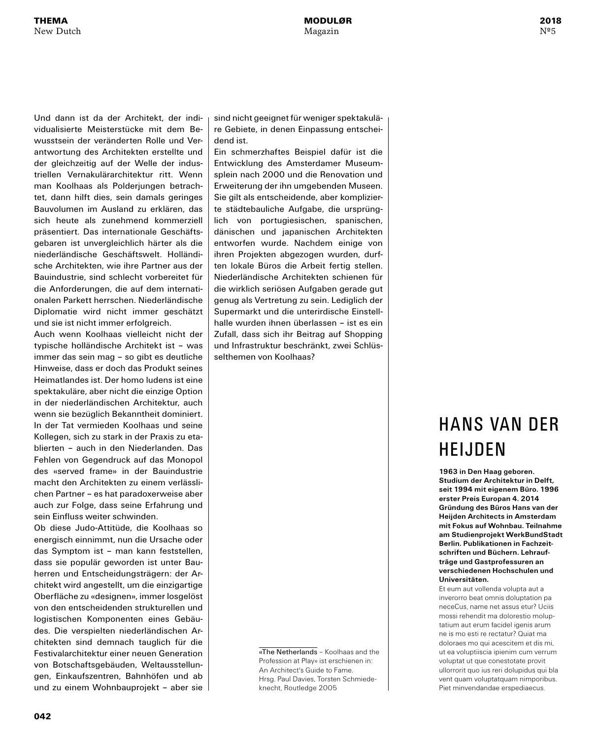Und dann ist da der Architekt, der individualisierte Meisterstücke mit dem Bewusstsein der veränderten Rolle und Verantwortung des Architekten erstellte und der gleichzeitig auf der Welle der industriellen Vernakulärarchitektur ritt. Wenn man Koolhaas als Polderjungen betrachtet, dann hilft dies, sein damals geringes Bauvolumen im Ausland zu erklären, das sich heute als zunehmend kommerziell präsentiert. Das internationale Geschäftsgebaren ist unvergleichlich härter als die niederländische Geschäftswelt. Holländische Architekten, wie ihre Partner aus der Bauindustrie, sind schlecht vorbereitet für die Anforderungen, die auf dem internationalen Parkett herrschen. Niederländische Diplomatie wird nicht immer geschätzt und sie ist nicht immer erfolgreich.

Auch wenn Koolhaas vielleicht nicht der typische holländische Architekt ist – was immer das sein mag – so gibt es deutliche Hinweise, dass er doch das Produkt seines Heimatlandes ist. Der homo ludens ist eine spektakuläre, aber nicht die einzige Option in der niederländischen Architektur, auch wenn sie bezüglich Bekanntheit dominiert. In der Tat vermieden Koolhaas und seine Kollegen, sich zu stark in der Praxis zu etablierten – auch in den Niederlanden. Das Fehlen von Gegendruck auf das Monopol des «served frame» in der Bauindustrie macht den Architekten zu einem verlässlichen Partner – es hat paradoxerweise aber auch zur Folge, dass seine Erfahrung und sein Einfluss weiter schwinden.

Ob diese Judo-Attitüde, die Koolhaas so energisch einnimmt, nun die Ursache oder das Symptom ist – man kann feststellen, dass sie populär geworden ist unter Bauherren und Entscheidungsträgern: der Architekt wird angestellt, um die einzigartige Oberfläche zu «designen», immer losgelöst von den entscheidenden strukturellen und logistischen Komponenten eines Gebäudes. Die verspielten niederländischen Architekten sind demnach tauglich für die Festivalarchitektur einer neuen Generation von Botschaftsgebäuden, Weltausstellungen, Einkaufszentren, Bahnhöfen und ab und zu einem Wohnbauprojekt – aber sie sind nicht geeignet für weniger spektakuläre Gebiete, in denen Einpassung entscheidend ist.

Ein schmerzhaftes Beispiel dafür ist die Entwicklung des Amsterdamer Museumsplein nach 2000 und die Renovation und Erweiterung der ihn umgebenden Museen. Sie gilt als entscheidende, aber komplizierte städtebauliche Aufgabe, die ursprünglich von portugiesischen, spanischen, dänischen und japanischen Architekten entworfen wurde. Nachdem einige von ihren Projekten abgezogen wurden, durften lokale Büros die Arbeit fertig stellen. Niederländische Architekten schienen für die wirklich seriösen Aufgaben gerade gut genug als Vertretung zu sein. Lediglich der Supermarkt und die unterirdische Einstellhalle wurden ihnen überlassen – ist es ein Zufall, dass sich ihr Beitrag auf Shopping und Infrastruktur beschränkt, zwei Schlüsselthemen von Koolhaas?

«The Netherlands – Koolhaas and the Profession at Play» ist erschienen in: An Architect's Guide to Fame. Hrsg. Paul Davies, Torsten Schmiedeknecht, Routledge 2005

## HANS VAN DER HEIJDEN

**1963 in Den Haag geboren. Studium der Architektur in Delft, seit 1994 mit eigenem Büro. 1996 erster Preis Europan 4. 2014 Gründung des Büros Hans van der Heijden Architects in Amsterdam mit Fokus auf Wohnbau. Teilnahme am Studienprojekt WerkBundStadt Berlin. Publikationen in Fachzeitschriften und Büchern. Lehraufträge und Gastprofessuren an verschiedenen Hochschulen und Universitäten.**

Et eum aut vollenda volupta aut a inverorro beat omnis doluptation pa neceCus, name net assus etur? Uciis mossi rehendit ma dolorestio moluptatium aut erum facidel igenis arum ne is mo esti re rectatur? Quiat ma doloraes mo qui acescitem et dis mi, ut ea voluptiiscia ipienim cum verrum voluptat ut que conestotate provit ullorrorit quo ius reri dolupidus qui bla vent quam voluptatquam nimporibus. Piet minvendandae erspediaecus.